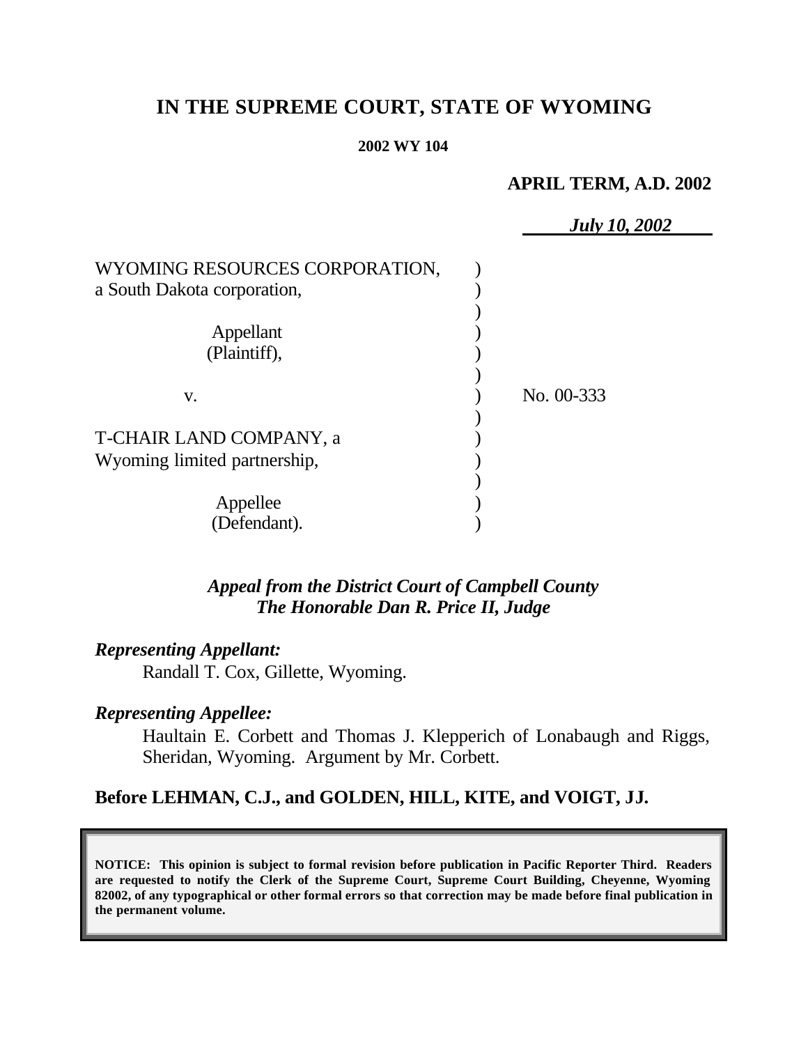# IN THE SUPREME COURT, STATE OF WYOMING

**2002 WY 104**

**APRIL TERM, A.D. 2002**

***July 10, 2002***

WYOMING RESOURCES CORPORATION, a South Dakota corporation,

Appellant (Plaintiff),

v.

T-CHAIR LAND COMPANY, a Wyoming limited partnership,

Appellee (Defendant).

No. 00-333

***Appeal from the District Court of Campbell County***
***The Honorable Dan R. Price II, Judge***

***Representing Appellant:***

Randall T. Cox, Gillette, Wyoming.

***Representing Appellee:***

Haultain E. Corbett and Thomas J. Klepperich of Lonabaugh and Riggs, Sheridan, Wyoming. Argument by Mr. Corbett.

**Before LEHMAN, C.J., and GOLDEN, HILL, KITE, and VOIGT, JJ.**

**NOTICE: This opinion is subject to formal revision before publication in Pacific Reporter Third. Readers are requested to notify the Clerk of the Supreme Court, Supreme Court Building, Cheyenne, Wyoming 82002, of any typographical or other formal errors so that correction may be made before final publication in the permanent volume.**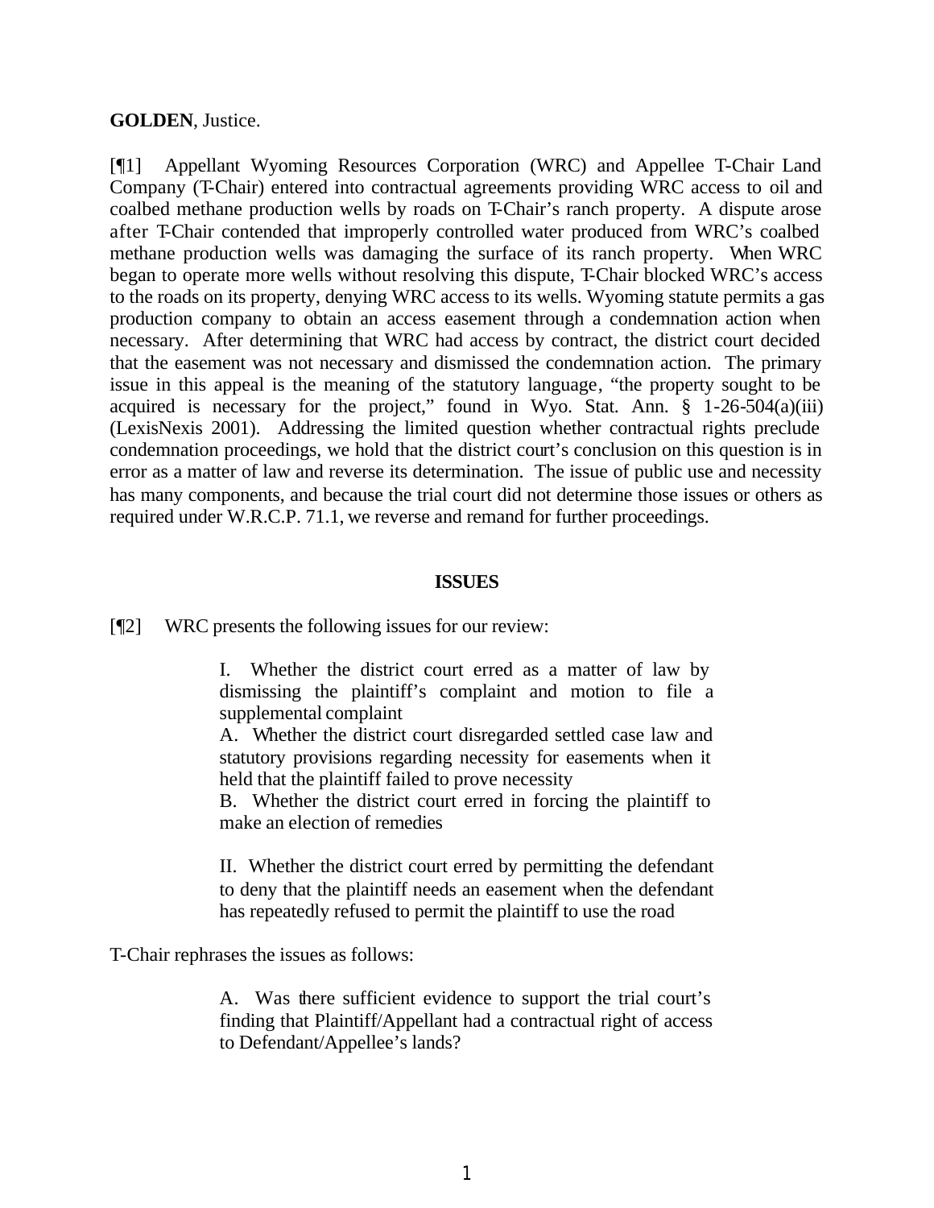**GOLDEN**, Justice.

[¶1] Appellant Wyoming Resources Corporation (WRC) and Appellee T-Chair Land Company (T-Chair) entered into contractual agreements providing WRC access to oil and coalbed methane production wells by roads on T-Chair's ranch property. A dispute arose after T-Chair contended that improperly controlled water produced from WRC's coalbed methane production wells was damaging the surface of its ranch property. When WRC began to operate more wells without resolving this dispute, T-Chair blocked WRC's access to the roads on its property, denying WRC access to its wells. Wyoming statute permits a gas production company to obtain an access easement through a condemnation action when necessary. After determining that WRC had access by contract, the district court decided that the easement was not necessary and dismissed the condemnation action. The primary issue in this appeal is the meaning of the statutory language, "the property sought to be acquired is necessary for the project," found in Wyo. Stat. Ann. § 1-26-504(a)(iii) (LexisNexis 2001). Addressing the limited question whether contractual rights preclude condemnation proceedings, we hold that the district court's conclusion on this question is in error as a matter of law and reverse its determination. The issue of public use and necessity has many components, and because the trial court did not determine those issues or others as required under W.R.C.P. 71.1, we reverse and remand for further proceedings.

## ISSUES

[¶2] WRC presents the following issues for our review:

> I. Whether the district court erred as a matter of law by dismissing the plaintiff's complaint and motion to file a supplemental complaint
>
> A. Whether the district court disregarded settled case law and statutory provisions regarding necessity for easements when it held that the plaintiff failed to prove necessity
>
> B. Whether the district court erred in forcing the plaintiff to make an election of remedies
>
> II. Whether the district court erred by permitting the defendant to deny that the plaintiff needs an easement when the defendant has repeatedly refused to permit the plaintiff to use the road

T-Chair rephrases the issues as follows:

> A. Was there sufficient evidence to support the trial court's finding that Plaintiff/Appellant had a contractual right of access to Defendant/Appellee's lands?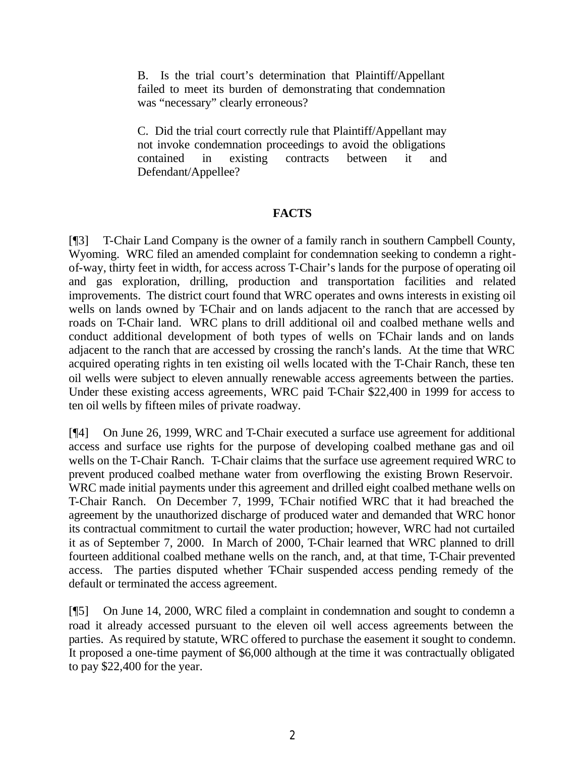> B. Is the trial court's determination that Plaintiff/Appellant failed to meet its burden of demonstrating that condemnation was "necessary" clearly erroneous?
>
> C. Did the trial court correctly rule that Plaintiff/Appellant may not invoke condemnation proceedings to avoid the obligations contained in existing contracts between it and Defendant/Appellee?

## FACTS

[¶3] T-Chair Land Company is the owner of a family ranch in southern Campbell County, Wyoming. WRC filed an amended complaint for condemnation seeking to condemn a right-of-way, thirty feet in width, for access across T-Chair's lands for the purpose of operating oil and gas exploration, drilling, production and transportation facilities and related improvements. The district court found that WRC operates and owns interests in existing oil wells on lands owned by T-Chair and on lands adjacent to the ranch that are accessed by roads on T-Chair land. WRC plans to drill additional oil and coalbed methane wells and conduct additional development of both types of wells on T-Chair lands and on lands adjacent to the ranch that are accessed by crossing the ranch's lands. At the time that WRC acquired operating rights in ten existing oil wells located with the T-Chair Ranch, these ten oil wells were subject to eleven annually renewable access agreements between the parties. Under these existing access agreements, WRC paid T-Chair $22,400 in 1999 for access to ten oil wells by fifteen miles of private roadway.

[¶4] On June 26, 1999, WRC and T-Chair executed a surface use agreement for additional access and surface use rights for the purpose of developing coalbed methane gas and oil wells on the T-Chair Ranch. T-Chair claims that the surface use agreement required WRC to prevent produced coalbed methane water from overflowing the existing Brown Reservoir. WRC made initial payments under this agreement and drilled eight coalbed methane wells on T-Chair Ranch. On December 7, 1999, T-Chair notified WRC that it had breached the agreement by the unauthorized discharge of produced water and demanded that WRC honor its contractual commitment to curtail the water production; however, WRC had not curtailed it as of September 7, 2000. In March of 2000, T-Chair learned that WRC planned to drill fourteen additional coalbed methane wells on the ranch, and, at that time, T-Chair prevented access. The parties disputed whether T-Chair suspended access pending remedy of the default or terminated the access agreement.

[¶5] On June 14, 2000, WRC filed a complaint in condemnation and sought to condemn a road it already accessed pursuant to the eleven oil well access agreements between the parties. As required by statute, WRC offered to purchase the easement it sought to condemn. It proposed a one-time payment of $6,000 although at the time it was contractually obligated to pay $22,400 for the year.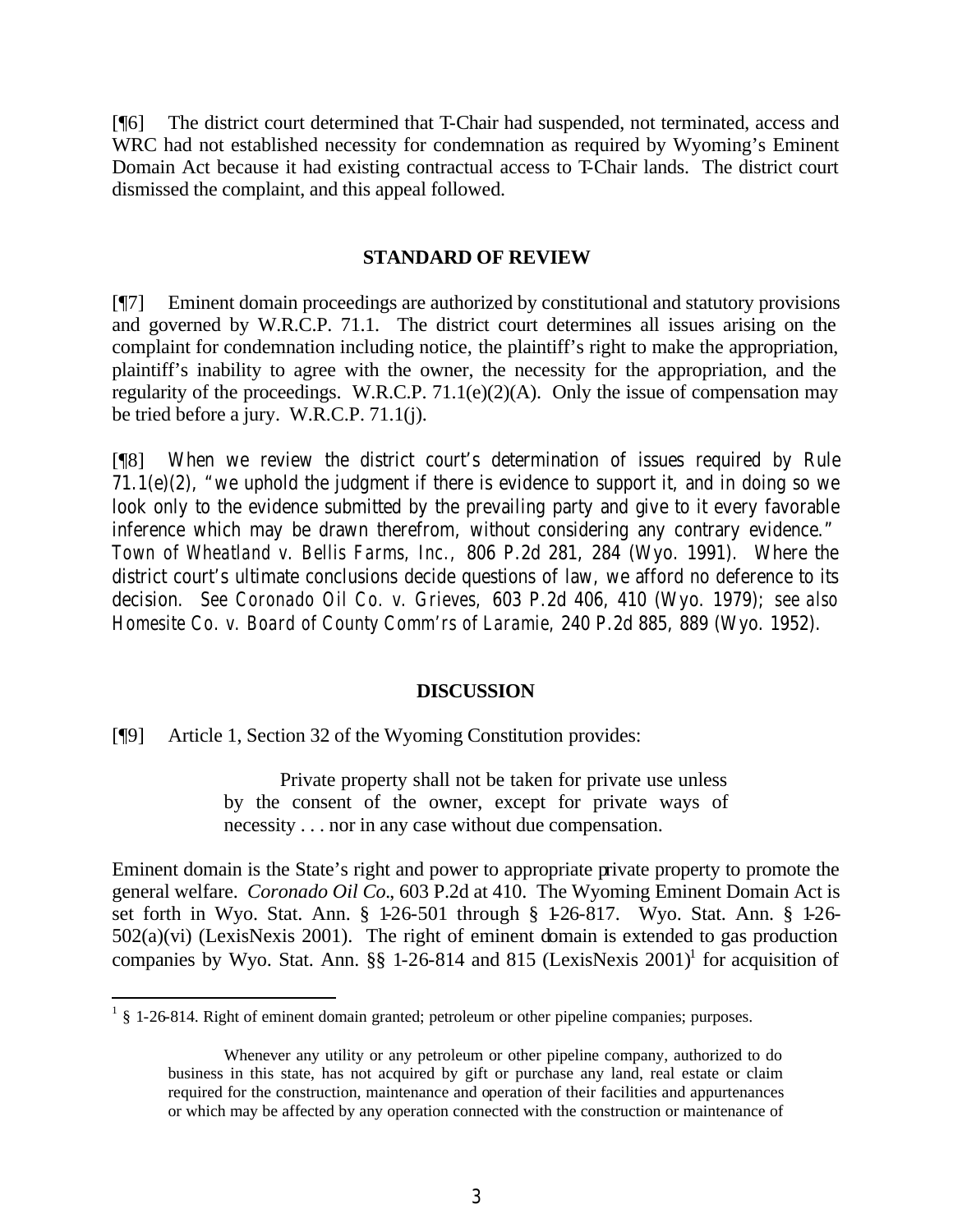[¶6] The district court determined that T-Chair had suspended, not terminated, access and WRC had not established necessity for condemnation as required by Wyoming's Eminent Domain Act because it had existing contractual access to T-Chair lands. The district court dismissed the complaint, and this appeal followed.

## STANDARD OF REVIEW

[¶7] Eminent domain proceedings are authorized by constitutional and statutory provisions and governed by W.R.C.P. 71.1. The district court determines all issues arising on the complaint for condemnation including notice, the plaintiff's right to make the appropriation, plaintiff's inability to agree with the owner, the necessity for the appropriation, and the regularity of the proceedings. W.R.C.P. 71.1(e)(2)(A). Only the issue of compensation may be tried before a jury. W.R.C.P. 71.1(j).

[¶8] When we review the district court's determination of issues required by Rule 71.1(e)(2), "we uphold the judgment if there is evidence to support it, and in doing so we look only to the evidence submitted by the prevailing party and give to it every favorable inference which may be drawn therefrom, without considering any contrary evidence." *Town of Wheatland v. Bellis Farms, Inc.*, 806 P.2d 281, 284 (Wyo. 1991). Where the district court's ultimate conclusions decide questions of law, we afford no deference to its decision. *See Coronado Oil Co. v. Grieves*, 603 P.2d 406, 410 (Wyo. 1979); *see also Homesite Co. v. Board of County Comm'rs of Laramie*, 240 P.2d 885, 889 (Wyo. 1952).

## DISCUSSION

[¶9] Article 1, Section 32 of the Wyoming Constitution provides:

> Private property shall not be taken for private use unless by the consent of the owner, except for private ways of necessity . . . nor in any case without due compensation.

Eminent domain is the State's right and power to appropriate private property to promote the general welfare. *Coronado Oil Co.*, 603 P.2d at 410. The Wyoming Eminent Domain Act is set forth in Wyo. Stat. Ann. § 1-26-501 through § 1-26-817. Wyo. Stat. Ann. § 1-26-502(a)(vi) (LexisNexis 2001). The right of eminent domain is extended to gas production companies by Wyo. Stat. Ann. §§ 1-26-814 and 815 (LexisNexis 2001)[1] for acquisition of

---

[1] § 1-26-814. Right of eminent domain granted; petroleum or other pipeline companies; purposes.

> Whenever any utility or any petroleum or other pipeline company, authorized to do business in this state, has not acquired by gift or purchase any land, real estate or claim required for the construction, maintenance and operation of their facilities and appurtenances or which may be affected by any operation connected with the construction or maintenance of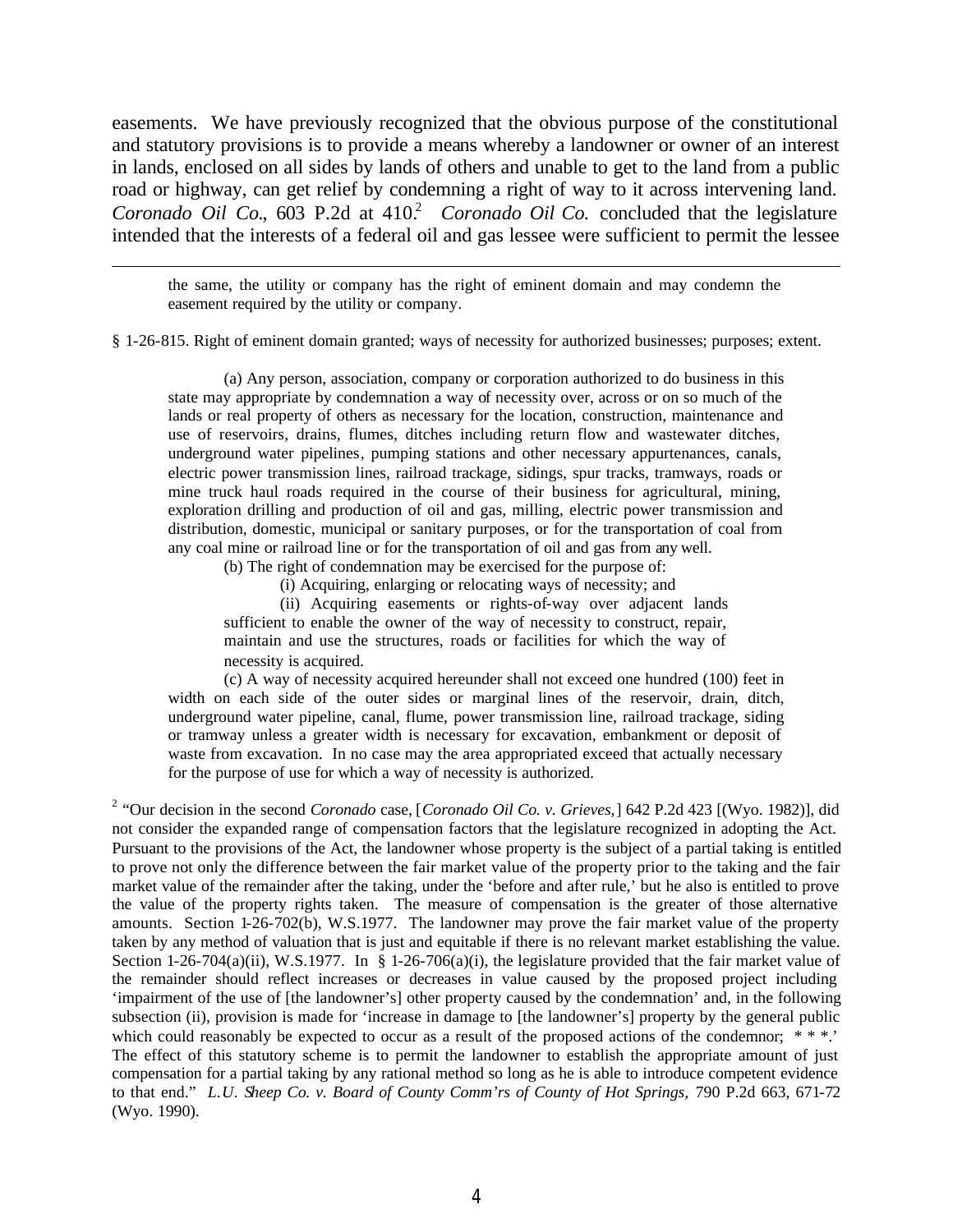easements. We have previously recognized that the obvious purpose of the constitutional and statutory provisions is to provide a means whereby a landowner or owner of an interest in lands, enclosed on all sides by lands of others and unable to get to the land from a public road or highway, can get relief by condemning a right of way to it across intervening land. *Coronado Oil Co.*, 603 P.2d at 410.[2] *Coronado Oil Co.* concluded that the legislature intended that the interests of a federal oil and gas lessee were sufficient to permit the lessee

---

> the same, the utility or company has the right of eminent domain and may condemn the easement required by the utility or company.

§ 1-26-815. Right of eminent domain granted; ways of necessity for authorized businesses; purposes; extent.

> (a) Any person, association, company or corporation authorized to do business in this state may appropriate by condemnation a way of necessity over, across or on so much of the lands or real property of others as necessary for the location, construction, maintenance and use of reservoirs, drains, flumes, ditches including return flow and wastewater ditches, underground water pipelines, pumping stations and other necessary appurtenances, canals, electric power transmission lines, railroad trackage, sidings, spur tracks, tramways, roads or mine truck haul roads required in the course of their business for agricultural, mining, exploration drilling and production of oil and gas, milling, electric power transmission and distribution, domestic, municipal or sanitary purposes, or for the transportation of coal from any coal mine or railroad line or for the transportation of oil and gas from any well.
>
> (b) The right of condemnation may be exercised for the purpose of:
>
> (i) Acquiring, enlarging or relocating ways of necessity; and
>
> (ii) Acquiring easements or rights-of-way over adjacent lands sufficient to enable the owner of the way of necessity to construct, repair, maintain and use the structures, roads or facilities for which the way of necessity is acquired.
>
> (c) A way of necessity acquired hereunder shall not exceed one hundred (100) feet in width on each side of the outer sides or marginal lines of the reservoir, drain, ditch, underground water pipeline, canal, flume, power transmission line, railroad trackage, siding or tramway unless a greater width is necessary for excavation, embankment or deposit of waste from excavation. In no case may the area appropriated exceed that actually necessary for the purpose of use for which a way of necessity is authorized.

[2] "Our decision in the second *Coronado* case, [*Coronado Oil Co. v. Grieves,*] 642 P.2d 423 [(Wyo. 1982)], did not consider the expanded range of compensation factors that the legislature recognized in adopting the Act. Pursuant to the provisions of the Act, the landowner whose property is the subject of a partial taking is entitled to prove not only the difference between the fair market value of the property prior to the taking and the fair market value of the remainder after the taking, under the 'before and after rule,' but he also is entitled to prove the value of the property rights taken. The measure of compensation is the greater of those alternative amounts. Section 1-26-702(b), W.S.1977. The landowner may prove the fair market value of the property taken by any method of valuation that is just and equitable if there is no relevant market establishing the value. Section 1-26-704(a)(ii), W.S.1977. In § 1-26-706(a)(i), the legislature provided that the fair market value of the remainder should reflect increases or decreases in value caused by the proposed project including 'impairment of the use of [the landowner's] other property caused by the condemnation' and, in the following subsection (ii), provision is made for 'increase in damage to [the landowner's] property by the general public which could reasonably be expected to occur as a result of the proposed actions of the condemnor; * * *.' The effect of this statutory scheme is to permit the landowner to establish the appropriate amount of just compensation for a partial taking by any rational method so long as he is able to introduce competent evidence to that end." *L.U. Sheep Co. v. Board of County Comm'rs of County of Hot Springs,* 790 P.2d 663, 671-72 (Wyo. 1990).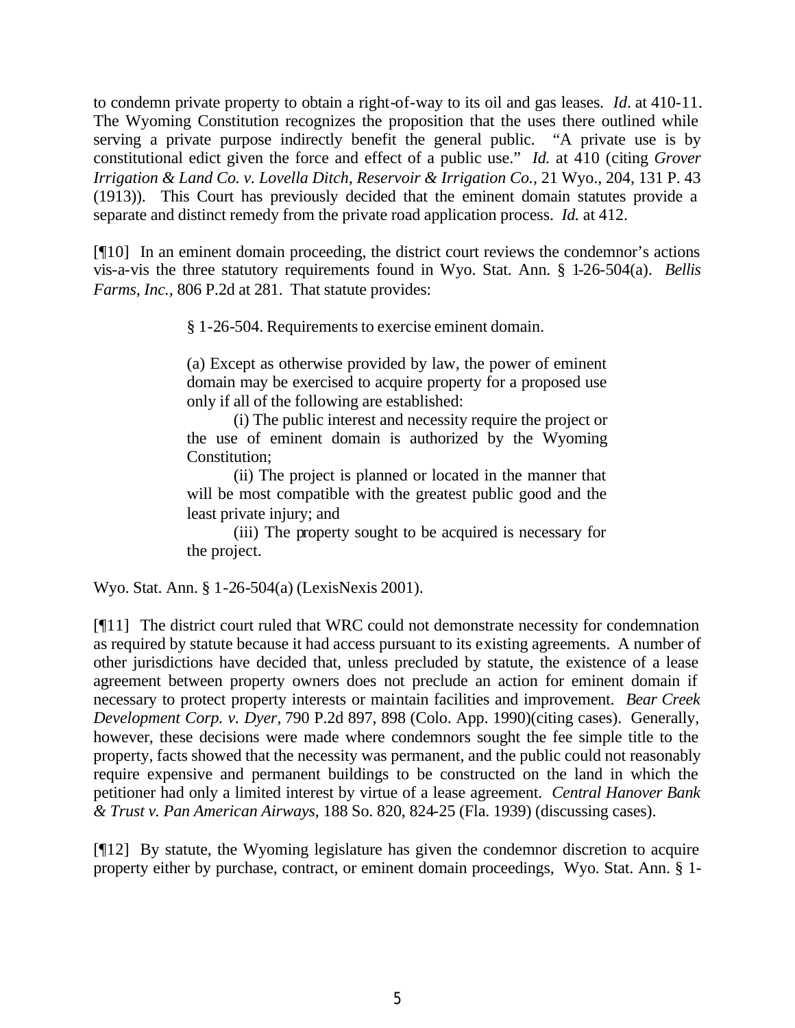to condemn private property to obtain a right-of-way to its oil and gas leases. *Id*. at 410-11. The Wyoming Constitution recognizes the proposition that the uses there outlined while serving a private purpose indirectly benefit the general public. "A private use is by constitutional edict given the force and effect of a public use." *Id.* at 410 (citing *Grover Irrigation & Land Co. v. Lovella Ditch, Reservoir & Irrigation Co.*, 21 Wyo., 204, 131 P. 43 (1913)). This Court has previously decided that the eminent domain statutes provide a separate and distinct remedy from the private road application process. *Id.* at 412.

[¶10] In an eminent domain proceeding, the district court reviews the condemnor's actions vis-a-vis the three statutory requirements found in Wyo. Stat. Ann. § 1-26-504(a). *Bellis Farms, Inc.*, 806 P.2d at 281. That statute provides:

> § 1-26-504. Requirements to exercise eminent domain.
>
> (a) Except as otherwise provided by law, the power of eminent domain may be exercised to acquire property for a proposed use only if all of the following are established:
>
> (i) The public interest and necessity require the project or the use of eminent domain is authorized by the Wyoming Constitution;
>
> (ii) The project is planned or located in the manner that will be most compatible with the greatest public good and the least private injury; and
>
> (iii) The property sought to be acquired is necessary for the project.

Wyo. Stat. Ann. § 1-26-504(a) (LexisNexis 2001).

[¶11] The district court ruled that WRC could not demonstrate necessity for condemnation as required by statute because it had access pursuant to its existing agreements. A number of other jurisdictions have decided that, unless precluded by statute, the existence of a lease agreement between property owners does not preclude an action for eminent domain if necessary to protect property interests or maintain facilities and improvement. *Bear Creek Development Corp. v. Dyer*, 790 P.2d 897, 898 (Colo. App. 1990)(citing cases). Generally, however, these decisions were made where condemnors sought the fee simple title to the property, facts showed that the necessity was permanent, and the public could not reasonably require expensive and permanent buildings to be constructed on the land in which the petitioner had only a limited interest by virtue of a lease agreement. *Central Hanover Bank & Trust v. Pan American Airways*, 188 So. 820, 824-25 (Fla. 1939) (discussing cases).

[¶12] By statute, the Wyoming legislature has given the condemnor discretion to acquire property either by purchase, contract, or eminent domain proceedings, Wyo. Stat. Ann. § 1-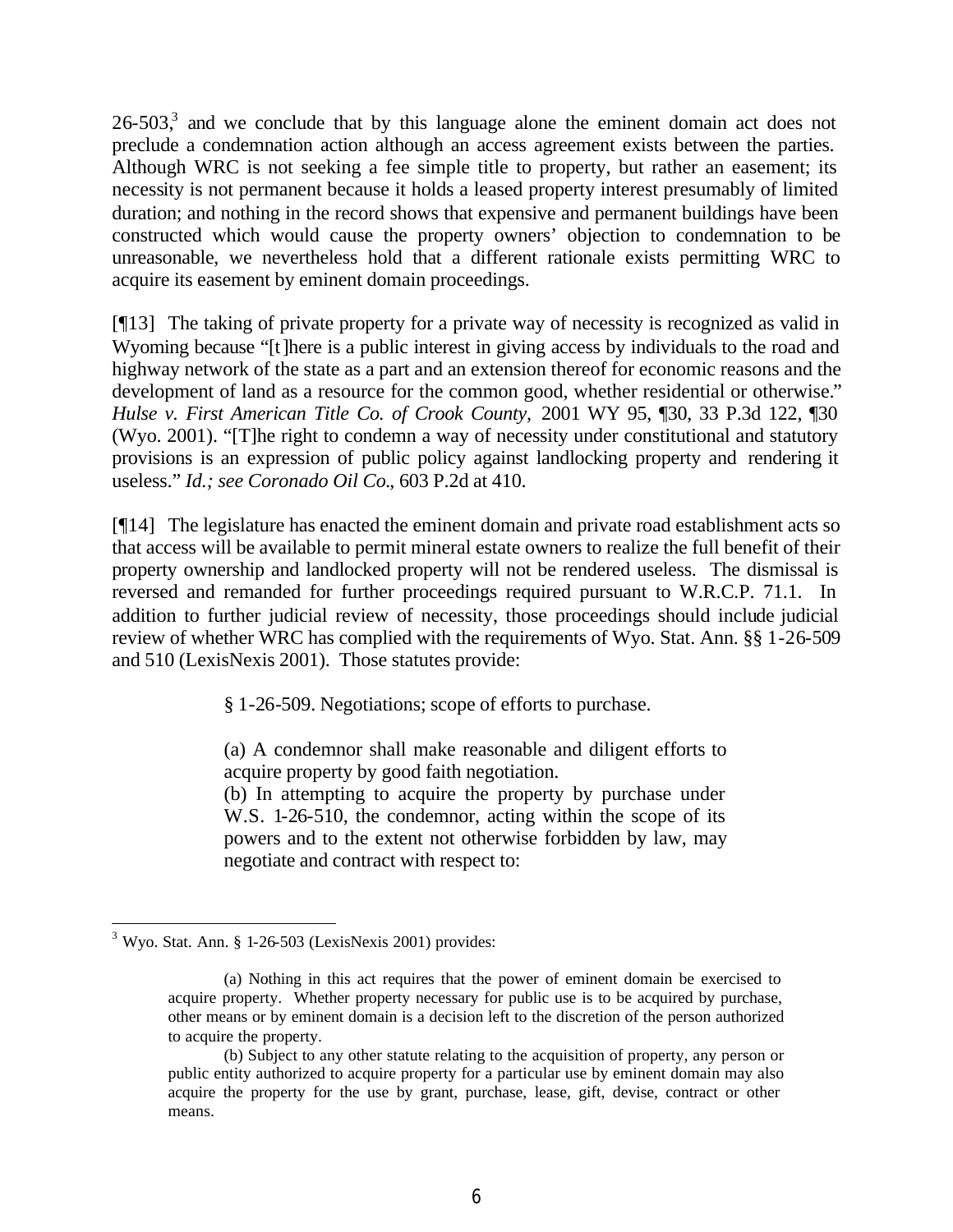26-503,[3] and we conclude that by this language alone the eminent domain act does not preclude a condemnation action although an access agreement exists between the parties. Although WRC is not seeking a fee simple title to property, but rather an easement; its necessity is not permanent because it holds a leased property interest presumably of limited duration; and nothing in the record shows that expensive and permanent buildings have been constructed which would cause the property owners' objection to condemnation to be unreasonable, we nevertheless hold that a different rationale exists permitting WRC to acquire its easement by eminent domain proceedings.

[¶13] The taking of private property for a private way of necessity is recognized as valid in Wyoming because "[t]here is a public interest in giving access by individuals to the road and highway network of the state as a part and an extension thereof for economic reasons and the development of land as a resource for the common good, whether residential or otherwise." *Hulse v. First American Title Co. of Crook County*, 2001 WY 95, ¶30, 33 P.3d 122, ¶30 (Wyo. 2001). "[T]he right to condemn a way of necessity under constitutional and statutory provisions is an expression of public policy against landlocking property and rendering it useless." *Id.; see Coronado Oil Co.*, 603 P.2d at 410.

[¶14] The legislature has enacted the eminent domain and private road establishment acts so that access will be available to permit mineral estate owners to realize the full benefit of their property ownership and landlocked property will not be rendered useless. The dismissal is reversed and remanded for further proceedings required pursuant to W.R.C.P. 71.1. In addition to further judicial review of necessity, those proceedings should include judicial review of whether WRC has complied with the requirements of Wyo. Stat. Ann. §§ 1-26-509 and 510 (LexisNexis 2001). Those statutes provide:

> § 1-26-509. Negotiations; scope of efforts to purchase.
>
> (a) A condemnor shall make reasonable and diligent efforts to acquire property by good faith negotiation.
> (b) In attempting to acquire the property by purchase under W.S. 1-26-510, the condemnor, acting within the scope of its powers and to the extent not otherwise forbidden by law, may negotiate and contract with respect to:

---

[3] Wyo. Stat. Ann. § 1-26-503 (LexisNexis 2001) provides:

> (a) Nothing in this act requires that the power of eminent domain be exercised to acquire property. Whether property necessary for public use is to be acquired by purchase, other means or by eminent domain is a decision left to the discretion of the person authorized to acquire the property.
>
> (b) Subject to any other statute relating to the acquisition of property, any person or public entity authorized to acquire property for a particular use by eminent domain may also acquire the property for the use by grant, purchase, lease, gift, devise, contract or other means.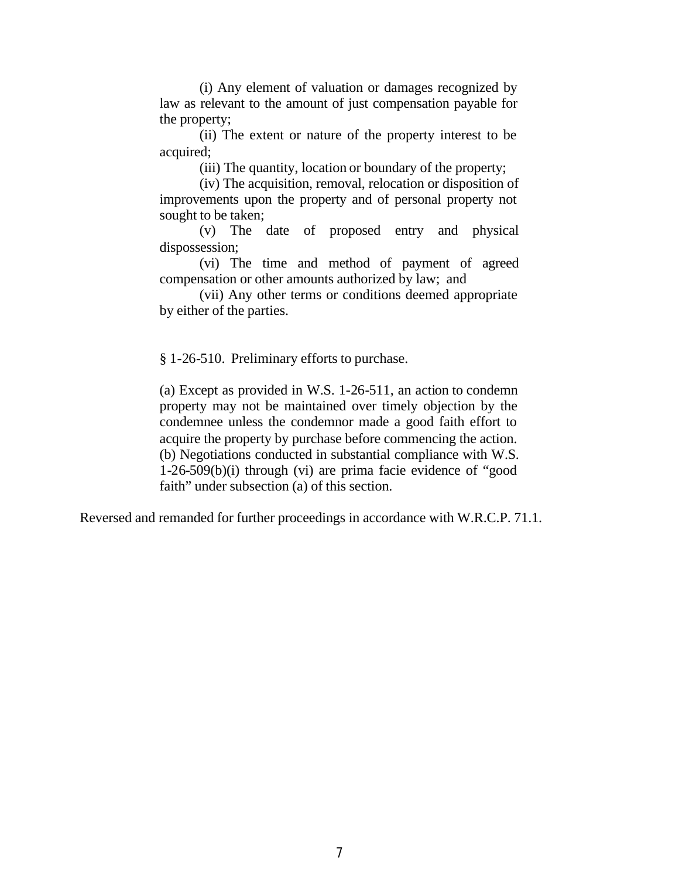(i) Any element of valuation or damages recognized by law as relevant to the amount of just compensation payable for the property;

(ii) The extent or nature of the property interest to be acquired;

(iii) The quantity, location or boundary of the property;

(iv) The acquisition, removal, relocation or disposition of improvements upon the property and of personal property not sought to be taken;

(v) The date of proposed entry and physical dispossession;

(vi) The time and method of payment of agreed compensation or other amounts authorized by law; and

(vii) Any other terms or conditions deemed appropriate by either of the parties.

§ 1-26-510. Preliminary efforts to purchase.

(a) Except as provided in W.S. 1-26-511, an action to condemn property may not be maintained over timely objection by the condemnee unless the condemnor made a good faith effort to acquire the property by purchase before commencing the action.
(b) Negotiations conducted in substantial compliance with W.S. 1-26-509(b)(i) through (vi) are prima facie evidence of "good faith" under subsection (a) of this section.

Reversed and remanded for further proceedings in accordance with W.R.C.P. 71.1.